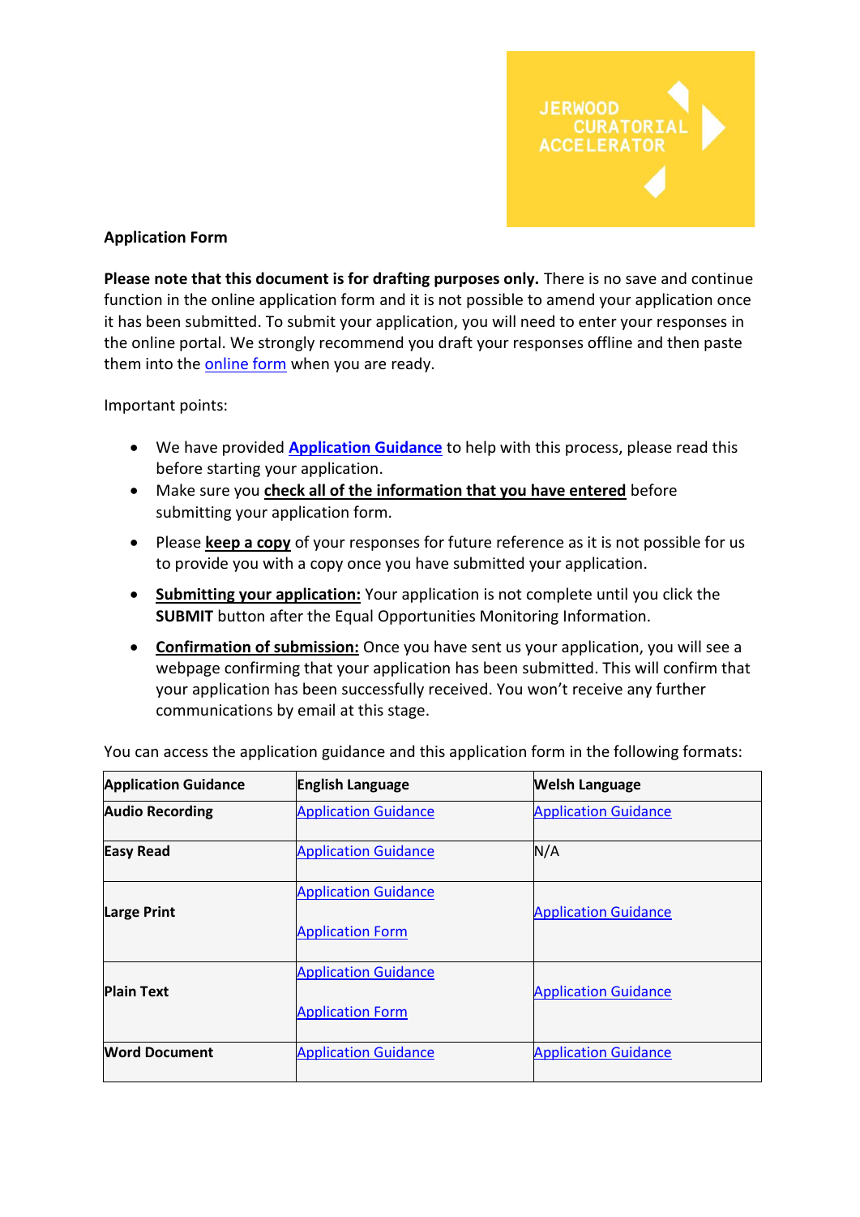JERWOOD CURATORIAL ACCELERATOR

**Application Form**

**Please note that this document is for drafting purposes only.** There is no save and continue function in the online application form and it is not possible to amend your application once it has been submitted. To submit your application, you will need to enter your responses in the online portal. We strongly recommend you draft your responses offline and then paste them into the online form when you are ready.

Important points:

- We have provided **Application Guidance** to help with this process, please read this before starting your application.
- Make sure you **check all of the information that you have entered** before submitting your application form.
- Please **keep a copy** of your responses for future reference as it is not possible for us to provide you with a copy once you have submitted your application.
- **Submitting your application:** Your application is not complete until you click the **SUBMIT** button after the Equal Opportunities Monitoring Information.
- **Confirmation of submission:** Once you have sent us your application, you will see a webpage confirming that your application has been submitted. This will confirm that your application has been successfully received. You won't receive any further communications by email at this stage.

You can access the application guidance and this application form in the following formats:

| Application Guidance | English Language | Welsh Language |
|---|---|---|
| **Audio Recording** | Application Guidance | Application Guidance |
| **Easy Read** | Application Guidance | N/A |
| **Large Print** | Application Guidance<br>Application Form | Application Guidance |
| **Plain Text** | Application Guidance<br>Application Form | Application Guidance |
| **Word Document** | Application Guidance | Application Guidance |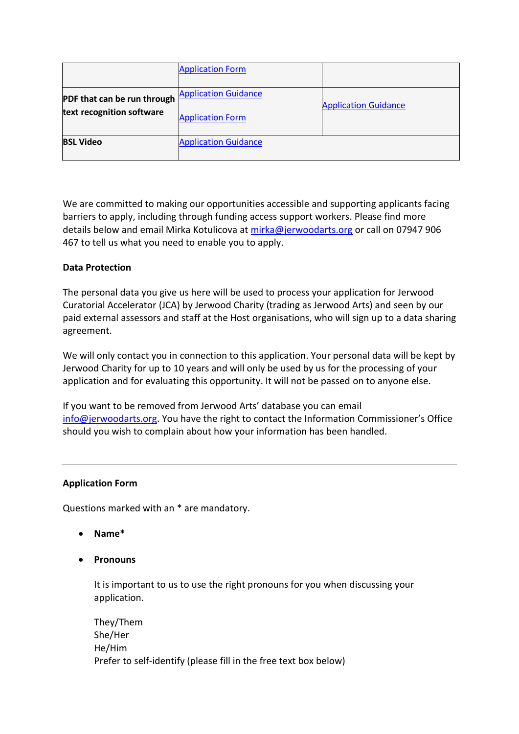| | | |
|---|---|---|
| | Application Form | |
| **PDF that can be run through text recognition software** | Application Guidance<br><br>Application Form | Application Guidance |
| **BSL Video** | Application Guidance | |

We are committed to making our opportunities accessible and supporting applicants facing barriers to apply, including through funding access support workers. Please find more details below and email Mirka Kotulicova at mirka@jerwoodarts.org or call on 07947 906 467 to tell us what you need to enable you to apply.

**Data Protection**

The personal data you give us here will be used to process your application for Jerwood Curatorial Accelerator (JCA) by Jerwood Charity (trading as Jerwood Arts) and seen by our paid external assessors and staff at the Host organisations, who will sign up to a data sharing agreement.

We will only contact you in connection to this application. Your personal data will be kept by Jerwood Charity for up to 10 years and will only be used by us for the processing of your application and for evaluating this opportunity. It will not be passed on to anyone else.

If you want to be removed from Jerwood Arts' database you can email info@jerwoodarts.org. You have the right to contact the Information Commissioner's Office should you wish to complain about how your information has been handled.

---

**Application Form**

Questions marked with an * are mandatory.

- **Name***
- **Pronouns**

  It is important to us to use the right pronouns for you when discussing your application.

  They/Them
  She/Her
  He/Him
  Prefer to self-identify (please fill in the free text box below)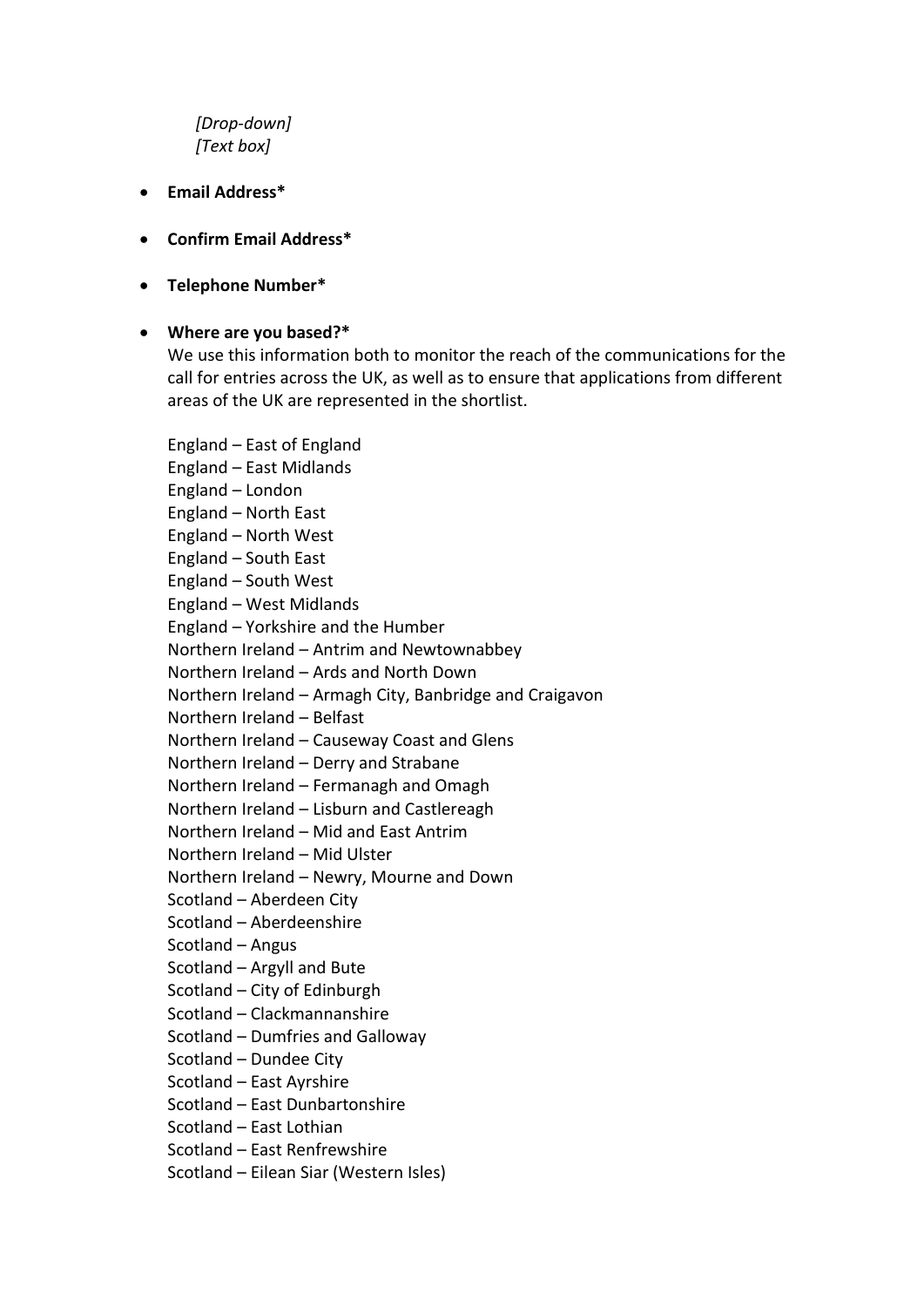*[Drop-down]*
*[Text box]*

- **Email Address***

- **Confirm Email Address***

- **Telephone Number***

- **Where are you based?***

  We use this information both to monitor the reach of the communications for the call for entries across the UK, as well as to ensure that applications from different areas of the UK are represented in the shortlist.

  England – East of England
  England – East Midlands
  England – London
  England – North East
  England – North West
  England – South East
  England – South West
  England – West Midlands
  England – Yorkshire and the Humber
  Northern Ireland – Antrim and Newtownabbey
  Northern Ireland – Ards and North Down
  Northern Ireland – Armagh City, Banbridge and Craigavon
  Northern Ireland – Belfast
  Northern Ireland – Causeway Coast and Glens
  Northern Ireland – Derry and Strabane
  Northern Ireland – Fermanagh and Omagh
  Northern Ireland – Lisburn and Castlereagh
  Northern Ireland – Mid and East Antrim
  Northern Ireland – Mid Ulster
  Northern Ireland – Newry, Mourne and Down
  Scotland – Aberdeen City
  Scotland – Aberdeenshire
  Scotland – Angus
  Scotland – Argyll and Bute
  Scotland – City of Edinburgh
  Scotland – Clackmannanshire
  Scotland – Dumfries and Galloway
  Scotland – Dundee City
  Scotland – East Ayrshire
  Scotland – East Dunbartonshire
  Scotland – East Lothian
  Scotland – East Renfrewshire
  Scotland – Eilean Siar (Western Isles)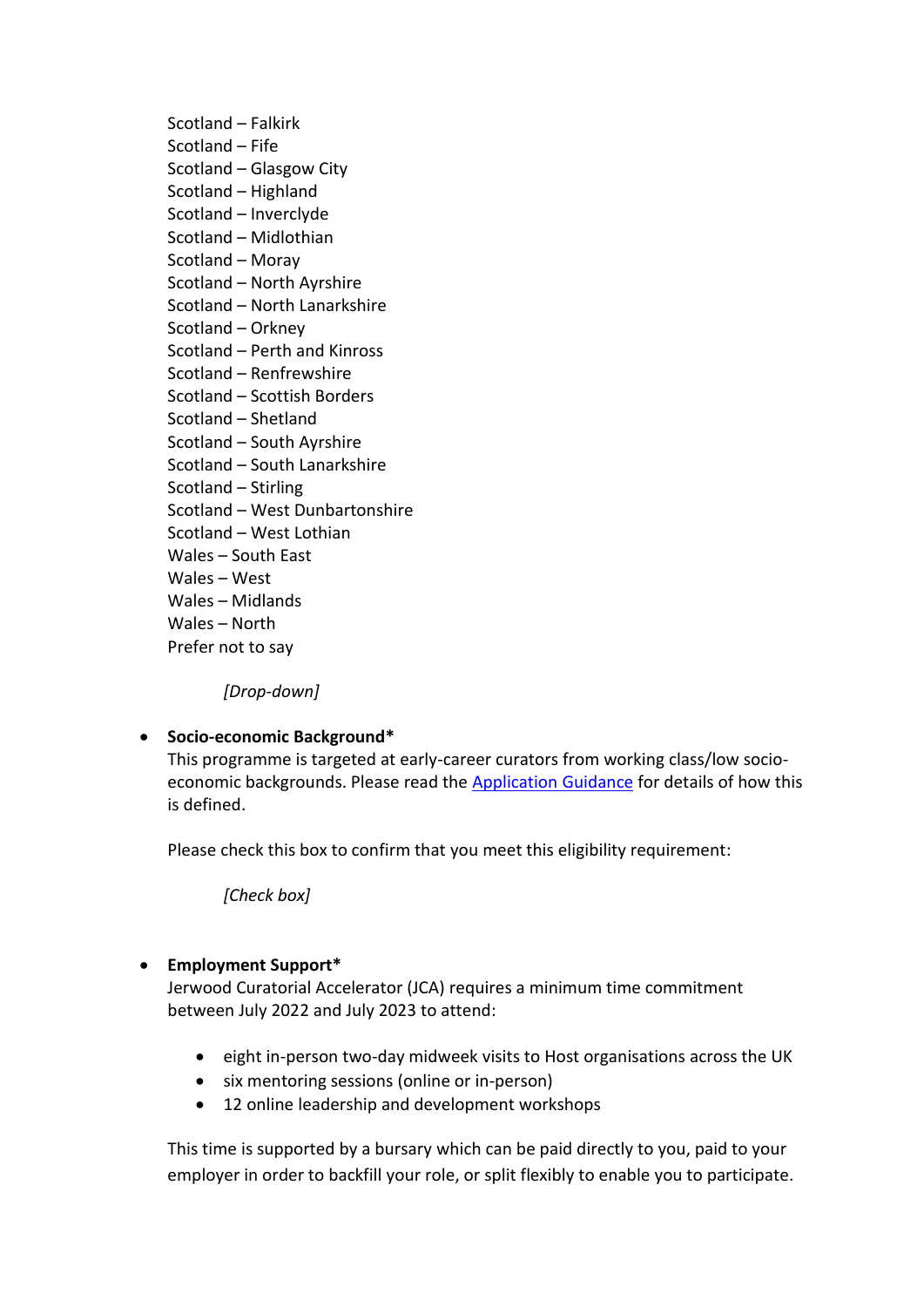Scotland – Falkirk
Scotland – Fife
Scotland – Glasgow City
Scotland – Highland
Scotland – Inverclyde
Scotland – Midlothian
Scotland – Moray
Scotland – North Ayrshire
Scotland – North Lanarkshire
Scotland – Orkney
Scotland – Perth and Kinross
Scotland – Renfrewshire
Scotland – Scottish Borders
Scotland – Shetland
Scotland – South Ayrshire
Scotland – South Lanarkshire
Scotland – Stirling
Scotland – West Dunbartonshire
Scotland – West Lothian
Wales – South East
Wales – West
Wales – Midlands
Wales – North
Prefer not to say

*[Drop-down]*

- **Socio-economic Background***
  This programme is targeted at early-career curators from working class/low socio-economic backgrounds. Please read the [Application Guidance] for details of how this is defined.

  Please check this box to confirm that you meet this eligibility requirement:

  *[Check box]*

- **Employment Support***
  Jerwood Curatorial Accelerator (JCA) requires a minimum time commitment between July 2022 and July 2023 to attend:

  - eight in-person two-day midweek visits to Host organisations across the UK
  - six mentoring sessions (online or in-person)
  - 12 online leadership and development workshops

  This time is supported by a bursary which can be paid directly to you, paid to your employer in order to backfill your role, or split flexibly to enable you to participate.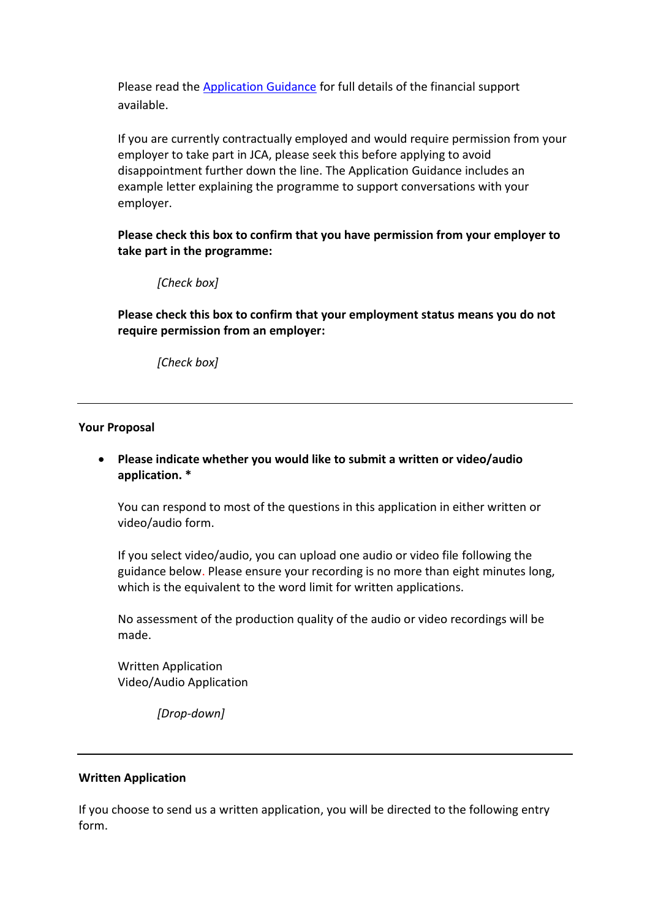Please read the [Application Guidance](#) for full details of the financial support available.

If you are currently contractually employed and would require permission from your employer to take part in JCA, please seek this before applying to avoid disappointment further down the line. The Application Guidance includes an example letter explaining the programme to support conversations with your employer.

**Please check this box to confirm that you have permission from your employer to take part in the programme:**

*[Check box]*

**Please check this box to confirm that your employment status means you do not require permission from an employer:**

*[Check box]*

---

**Your Proposal**

- **Please indicate whether you would like to submit a written or video/audio application. ***

  You can respond to most of the questions in this application in either written or video/audio form.

  If you select video/audio, you can upload one audio or video file following the guidance below. Please ensure your recording is no more than eight minutes long, which is the equivalent to the word limit for written applications.

  No assessment of the production quality of the audio or video recordings will be made.

  Written Application
  Video/Audio Application

  *[Drop-down]*

---

**Written Application**

If you choose to send us a written application, you will be directed to the following entry form.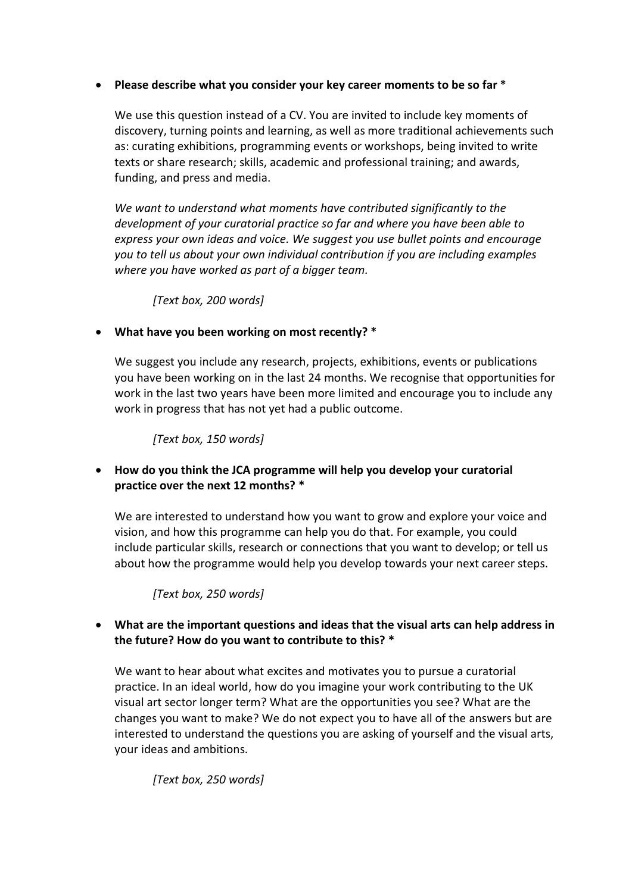- **Please describe what you consider your key career moments to be so far ***

  We use this question instead of a CV. You are invited to include key moments of discovery, turning points and learning, as well as more traditional achievements such as: curating exhibitions, programming events or workshops, being invited to write texts or share research; skills, academic and professional training; and awards, funding, and press and media.

  *We want to understand what moments have contributed significantly to the development of your curatorial practice so far and where you have been able to express your own ideas and voice. We suggest you use bullet points and encourage you to tell us about your own individual contribution if you are including examples where you have worked as part of a bigger team.*

  *[Text box, 200 words]*

- **What have you been working on most recently? ***

  We suggest you include any research, projects, exhibitions, events or publications you have been working on in the last 24 months. We recognise that opportunities for work in the last two years have been more limited and encourage you to include any work in progress that has not yet had a public outcome.

  *[Text box, 150 words]*

- **How do you think the JCA programme will help you develop your curatorial practice over the next 12 months? ***

  We are interested to understand how you want to grow and explore your voice and vision, and how this programme can help you do that. For example, you could include particular skills, research or connections that you want to develop; or tell us about how the programme would help you develop towards your next career steps.

  *[Text box, 250 words]*

- **What are the important questions and ideas that the visual arts can help address in the future? How do you want to contribute to this? ***

  We want to hear about what excites and motivates you to pursue a curatorial practice. In an ideal world, how do you imagine your work contributing to the UK visual art sector longer term? What are the opportunities you see? What are the changes you want to make? We do not expect you to have all of the answers but are interested to understand the questions you are asking of yourself and the visual arts, your ideas and ambitions.

  *[Text box, 250 words]*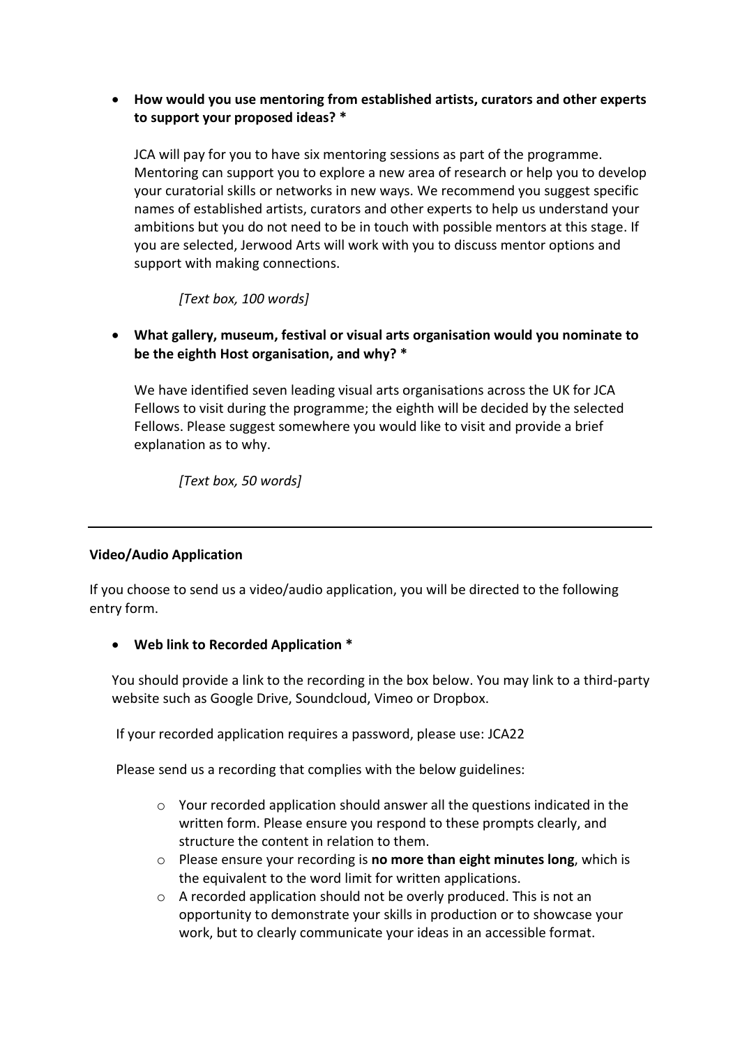- **How would you use mentoring from established artists, curators and other experts to support your proposed ideas? ***

  JCA will pay for you to have six mentoring sessions as part of the programme. Mentoring can support you to explore a new area of research or help you to develop your curatorial skills or networks in new ways. We recommend you suggest specific names of established artists, curators and other experts to help us understand your ambitions but you do not need to be in touch with possible mentors at this stage. If you are selected, Jerwood Arts will work with you to discuss mentor options and support with making connections.

  *[Text box, 100 words]*

- **What gallery, museum, festival or visual arts organisation would you nominate to be the eighth Host organisation, and why? ***

  We have identified seven leading visual arts organisations across the UK for JCA Fellows to visit during the programme; the eighth will be decided by the selected Fellows. Please suggest somewhere you would like to visit and provide a brief explanation as to why.

  *[Text box, 50 words]*

---

**Video/Audio Application**

If you choose to send us a video/audio application, you will be directed to the following entry form.

- **Web link to Recorded Application ***

  You should provide a link to the recording in the box below. You may link to a third-party website such as Google Drive, Soundcloud, Vimeo or Dropbox.

  If your recorded application requires a password, please use: JCA22

  Please send us a recording that complies with the below guidelines:

  - Your recorded application should answer all the questions indicated in the written form. Please ensure you respond to these prompts clearly, and structure the content in relation to them.
  - Please ensure your recording is **no more than eight minutes long**, which is the equivalent to the word limit for written applications.
  - A recorded application should not be overly produced. This is not an opportunity to demonstrate your skills in production or to showcase your work, but to clearly communicate your ideas in an accessible format.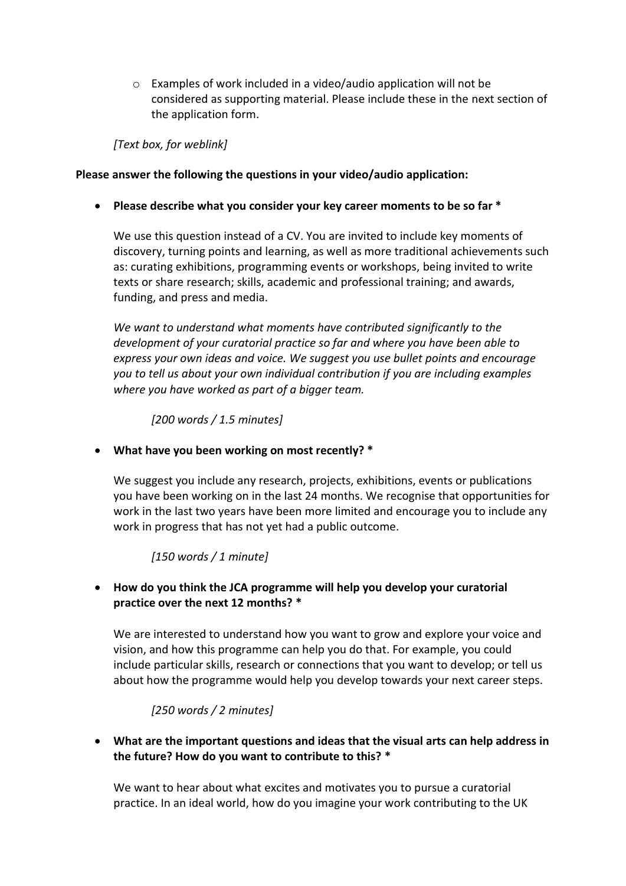- Examples of work included in a video/audio application will not be considered as supporting material. Please include these in the next section of the application form.

*[Text box, for weblink]*

**Please answer the following the questions in your video/audio application:**

- **Please describe what you consider your key career moments to be so far \***

  We use this question instead of a CV. You are invited to include key moments of discovery, turning points and learning, as well as more traditional achievements such as: curating exhibitions, programming events or workshops, being invited to write texts or share research; skills, academic and professional training; and awards, funding, and press and media.

  *We want to understand what moments have contributed significantly to the development of your curatorial practice so far and where you have been able to express your own ideas and voice. We suggest you use bullet points and encourage you to tell us about your own individual contribution if you are including examples where you have worked as part of a bigger team.*

  *[200 words / 1.5 minutes]*

- **What have you been working on most recently? \***

  We suggest you include any research, projects, exhibitions, events or publications you have been working on in the last 24 months. We recognise that opportunities for work in the last two years have been more limited and encourage you to include any work in progress that has not yet had a public outcome.

  *[150 words / 1 minute]*

- **How do you think the JCA programme will help you develop your curatorial practice over the next 12 months? \***

  We are interested to understand how you want to grow and explore your voice and vision, and how this programme can help you do that. For example, you could include particular skills, research or connections that you want to develop; or tell us about how the programme would help you develop towards your next career steps.

  *[250 words / 2 minutes]*

- **What are the important questions and ideas that the visual arts can help address in the future? How do you want to contribute to this? \***

  We want to hear about what excites and motivates you to pursue a curatorial practice. In an ideal world, how do you imagine your work contributing to the UK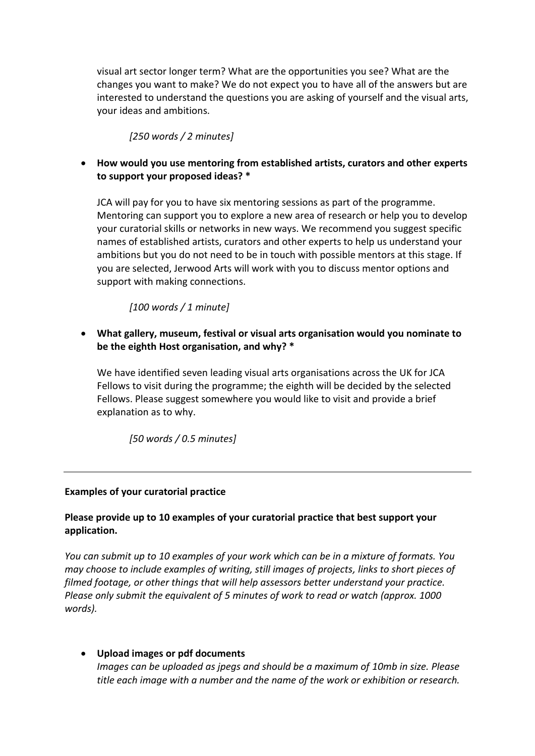visual art sector longer term? What are the opportunities you see? What are the changes you want to make? We do not expect you to have all of the answers but are interested to understand the questions you are asking of yourself and the visual arts, your ideas and ambitions.

*[250 words / 2 minutes]*

- **How would you use mentoring from established artists, curators and other experts to support your proposed ideas? ***

  JCA will pay for you to have six mentoring sessions as part of the programme. Mentoring can support you to explore a new area of research or help you to develop your curatorial skills or networks in new ways. We recommend you suggest specific names of established artists, curators and other experts to help us understand your ambitions but you do not need to be in touch with possible mentors at this stage. If you are selected, Jerwood Arts will work with you to discuss mentor options and support with making connections.

  *[100 words / 1 minute]*

- **What gallery, museum, festival or visual arts organisation would you nominate to be the eighth Host organisation, and why? ***

  We have identified seven leading visual arts organisations across the UK for JCA Fellows to visit during the programme; the eighth will be decided by the selected Fellows. Please suggest somewhere you would like to visit and provide a brief explanation as to why.

  *[50 words / 0.5 minutes]*

---

**Examples of your curatorial practice**

**Please provide up to 10 examples of your curatorial practice that best support your application.**

*You can submit up to 10 examples of your work which can be in a mixture of formats. You may choose to include examples of writing, still images of projects, links to short pieces of filmed footage, or other things that will help assessors better understand your practice. Please only submit the equivalent of 5 minutes of work to read or watch (approx. 1000 words).*

- **Upload images or pdf documents**
  *Images can be uploaded as jpegs and should be a maximum of 10mb in size. Please title each image with a number and the name of the work or exhibition or research.*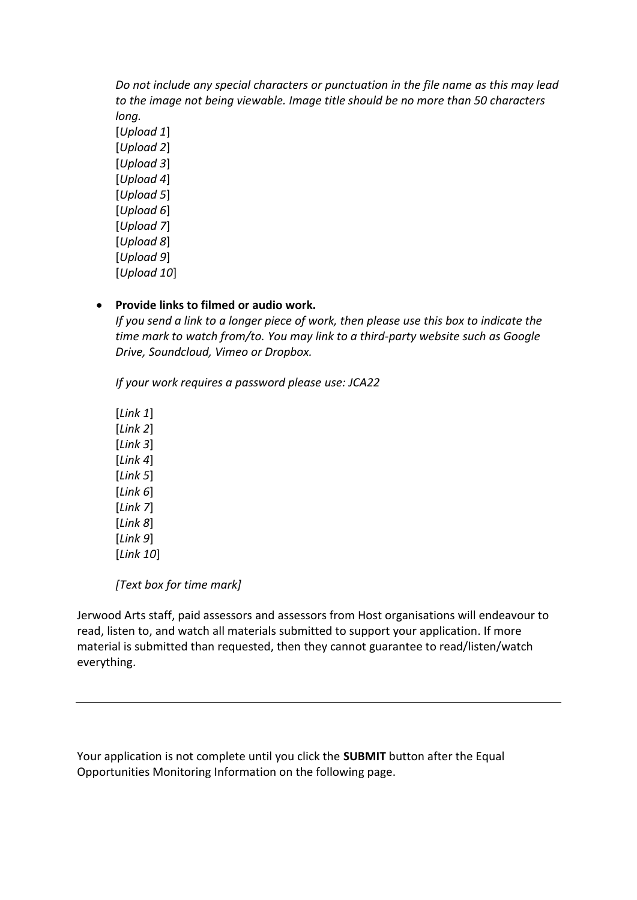*Do not include any special characters or punctuation in the file name as this may lead to the image not being viewable. Image title should be no more than 50 characters long.*

[*Upload 1*]
[*Upload 2*]
[*Upload 3*]
[*Upload 4*]
[*Upload 5*]
[*Upload 6*]
[*Upload 7*]
[*Upload 8*]
[*Upload 9*]
[*Upload 10*]

- **Provide links to filmed or audio work.**
  *If you send a link to a longer piece of work, then please use this box to indicate the time mark to watch from/to. You may link to a third-party website such as Google Drive, Soundcloud, Vimeo or Dropbox.*

  *If your work requires a password please use: JCA22*

  [*Link 1*]
  [*Link 2*]
  [*Link 3*]
  [*Link 4*]
  [*Link 5*]
  [*Link 6*]
  [*Link 7*]
  [*Link 8*]
  [*Link 9*]
  [*Link 10*]

  *[Text box for time mark]*

Jerwood Arts staff, paid assessors and assessors from Host organisations will endeavour to read, listen to, and watch all materials submitted to support your application. If more material is submitted than requested, then they cannot guarantee to read/listen/watch everything.

---

Your application is not complete until you click the **SUBMIT** button after the Equal Opportunities Monitoring Information on the following page.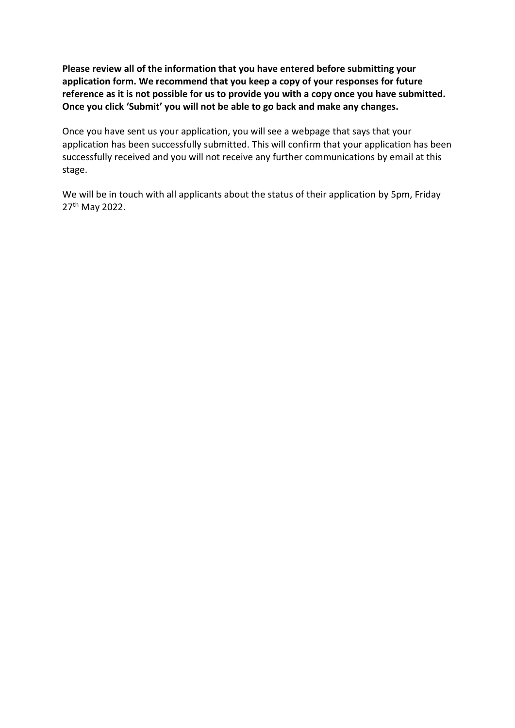**Please review all of the information that you have entered before submitting your application form. We recommend that you keep a copy of your responses for future reference as it is not possible for us to provide you with a copy once you have submitted. Once you click 'Submit' you will not be able to go back and make any changes.**

Once you have sent us your application, you will see a webpage that says that your application has been successfully submitted. This will confirm that your application has been successfully received and you will not receive any further communications by email at this stage.

We will be in touch with all applicants about the status of their application by 5pm, Friday 27th May 2022.